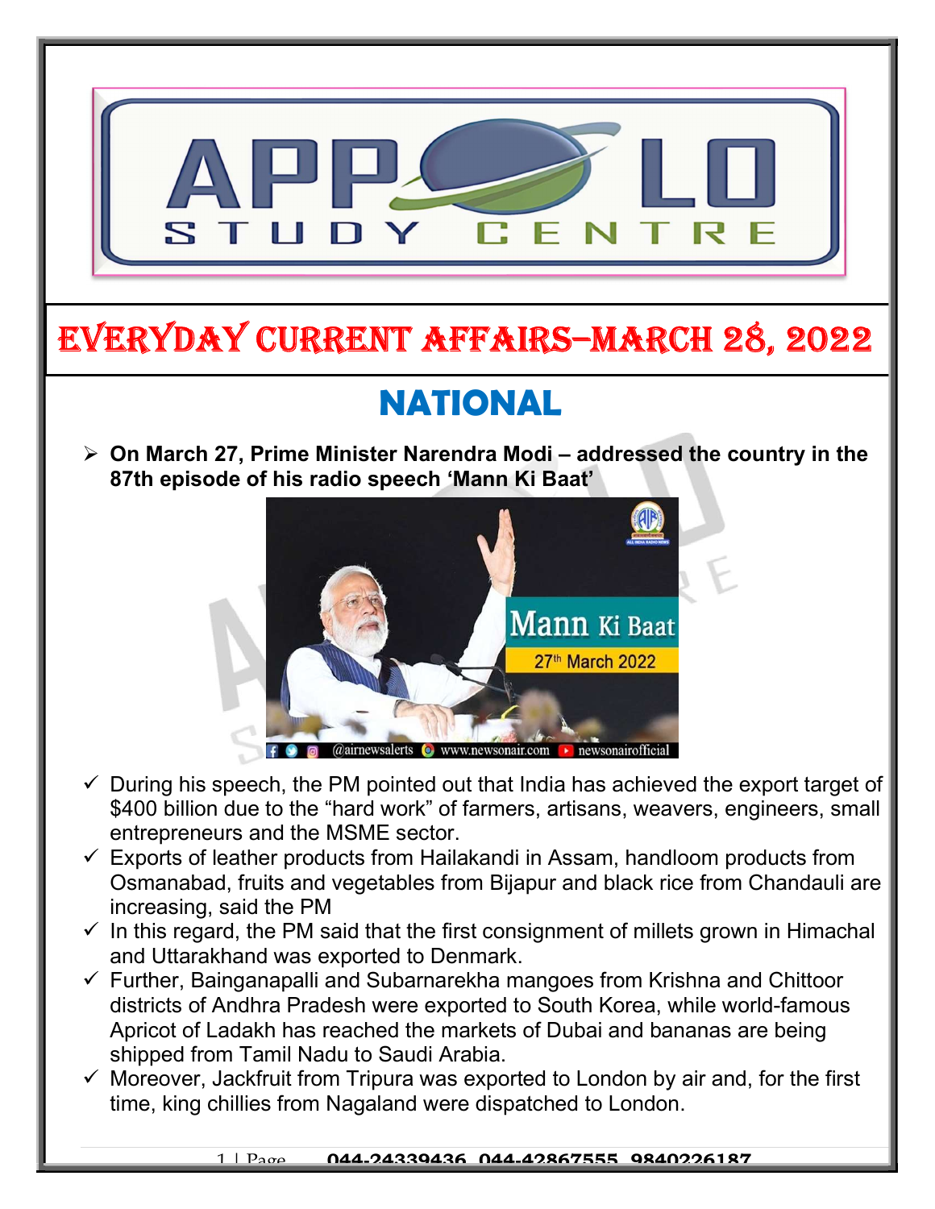# EVERYDAY CURRENT AFFAIRS–MARCH 28, 2022

## NATIONAL

- **On March 27, Prime Minister Narendra Modi – addressed the country in the 87th episode of his radio speech 'Mann Ki Baat'**
  - ✓ During his speech, the PM pointed out that India has achieved the export target of $400 billion due to the "hard work" of farmers, artisans, weavers, engineers, small entrepreneurs and the MSME sector.
  - ✓ Exports of leather products from Hailakandi in Assam, handloom products from Osmanabad, fruits and vegetables from Bijapur and black rice from Chandauli are increasing, said the PM
  - ✓ In this regard, the PM said that the first consignment of millets grown in Himachal and Uttarakhand was exported to Denmark.
  - ✓ Further, Bainganapalli and Subarnarekha mangoes from Krishna and Chittoor districts of Andhra Pradesh were exported to South Korea, while world-famous Apricot of Ladakh has reached the markets of Dubai and bananas are being shipped from Tamil Nadu to Saudi Arabia.
  - ✓ Moreover, Jackfruit from Tripura was exported to London by air and, for the first time, king chillies from Nagaland were dispatched to London.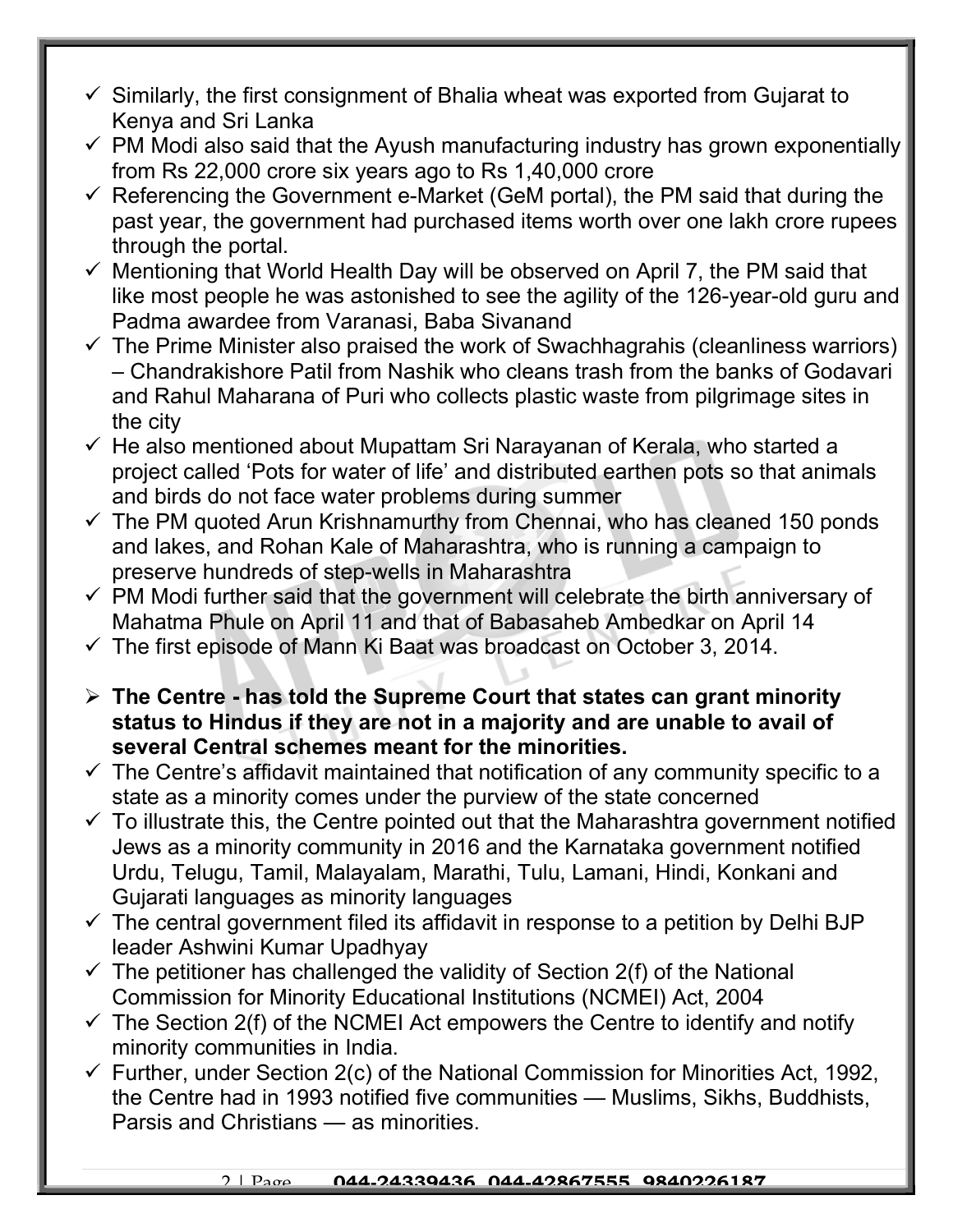- Similarly, the first consignment of Bhalia wheat was exported from Gujarat to Kenya and Sri Lanka
- PM Modi also said that the Ayush manufacturing industry has grown exponentially from Rs 22,000 crore six years ago to Rs 1,40,000 crore
- Referencing the Government e-Market (GeM portal), the PM said that during the past year, the government had purchased items worth over one lakh crore rupees through the portal.
- Mentioning that World Health Day will be observed on April 7, the PM said that like most people he was astonished to see the agility of the 126-year-old guru and Padma awardee from Varanasi, Baba Sivanand
- The Prime Minister also praised the work of Swachhagrahis (cleanliness warriors) – Chandrakishore Patil from Nashik who cleans trash from the banks of Godavari and Rahul Maharana of Puri who collects plastic waste from pilgrimage sites in the city
- He also mentioned about Mupattam Sri Narayanan of Kerala, who started a project called 'Pots for water of life' and distributed earthen pots so that animals and birds do not face water problems during summer
- The PM quoted Arun Krishnamurthy from Chennai, who has cleaned 150 ponds and lakes, and Rohan Kale of Maharashtra, who is running a campaign to preserve hundreds of step-wells in Maharashtra
- PM Modi further said that the government will celebrate the birth anniversary of Mahatma Phule on April 11 and that of Babasaheb Ambedkar on April 14
- The first episode of Mann Ki Baat was broadcast on October 3, 2014.

- **The Centre - has told the Supreme Court that states can grant minority status to Hindus if they are not in a majority and are unable to avail of several Central schemes meant for the minorities.**
- The Centre's affidavit maintained that notification of any community specific to a state as a minority comes under the purview of the state concerned
- To illustrate this, the Centre pointed out that the Maharashtra government notified Jews as a minority community in 2016 and the Karnataka government notified Urdu, Telugu, Tamil, Malayalam, Marathi, Tulu, Lamani, Hindi, Konkani and Gujarati languages as minority languages
- The central government filed its affidavit in response to a petition by Delhi BJP leader Ashwini Kumar Upadhyay
- The petitioner has challenged the validity of Section 2(f) of the National Commission for Minority Educational Institutions (NCMEI) Act, 2004
- The Section 2(f) of the NCMEI Act empowers the Centre to identify and notify minority communities in India.
- Further, under Section 2(c) of the National Commission for Minorities Act, 1992, the Centre had in 1993 notified five communities — Muslims, Sikhs, Buddhists, Parsis and Christians — as minorities.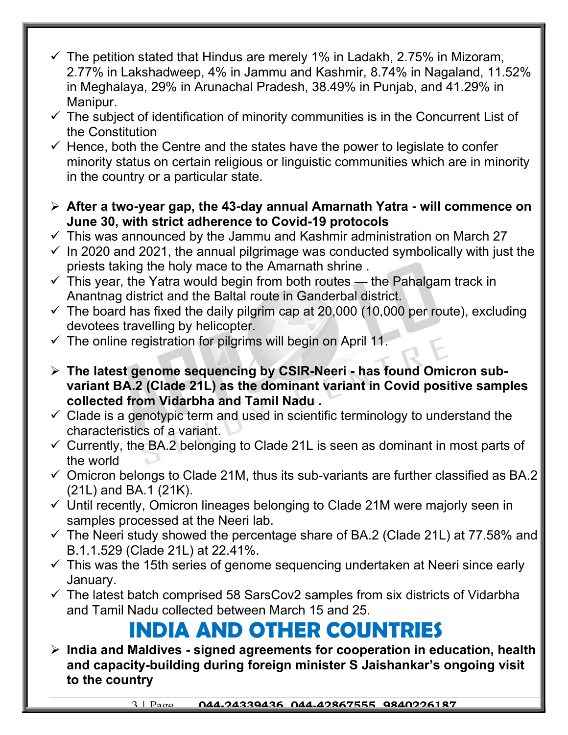- ✓ The petition stated that Hindus are merely 1% in Ladakh, 2.75% in Mizoram, 2.77% in Lakshadweep, 4% in Jammu and Kashmir, 8.74% in Nagaland, 11.52% in Meghalaya, 29% in Arunachal Pradesh, 38.49% in Punjab, and 41.29% in Manipur.
- ✓ The subject of identification of minority communities is in the Concurrent List of the Constitution
- ✓ Hence, both the Centre and the states have the power to legislate to confer minority status on certain religious or linguistic communities which are in minority in the country or a particular state.

- ➢ **After a two-year gap, the 43-day annual Amarnath Yatra - will commence on June 30, with strict adherence to Covid-19 protocols**
- ✓ This was announced by the Jammu and Kashmir administration on March 27
- ✓ In 2020 and 2021, the annual pilgrimage was conducted symbolically with just the priests taking the holy mace to the Amarnath shrine .
- ✓ This year, the Yatra would begin from both routes — the Pahalgam track in Anantnag district and the Baltal route in Ganderbal district.
- ✓ The board has fixed the daily pilgrim cap at 20,000 (10,000 per route), excluding devotees travelling by helicopter.
- ✓ The online registration for pilgrims will begin on April 11.

- ➢ **The latest genome sequencing by CSIR-Neeri - has found Omicron sub-variant BA.2 (Clade 21L) as the dominant variant in Covid positive samples collected from Vidarbha and Tamil Nadu .**
- ✓ Clade is a genotypic term and used in scientific terminology to understand the characteristics of a variant.
- ✓ Currently, the BA.2 belonging to Clade 21L is seen as dominant in most parts of the world
- ✓ Omicron belongs to Clade 21M, thus its sub-variants are further classified as BA.2 (21L) and BA.1 (21K).
- ✓ Until recently, Omicron lineages belonging to Clade 21M were majorly seen in samples processed at the Neeri lab.
- ✓ The Neeri study showed the percentage share of BA.2 (Clade 21L) at 77.58% and B.1.1.529 (Clade 21L) at 22.41%.
- ✓ This was the 15th series of genome sequencing undertaken at Neeri since early January.
- ✓ The latest batch comprised 58 SarsCov2 samples from six districts of Vidarbha and Tamil Nadu collected between March 15 and 25.

# INDIA AND OTHER COUNTRIES

- ➢ **India and Maldives - signed agreements for cooperation in education, health and capacity-building during foreign minister S Jaishankar's ongoing visit to the country**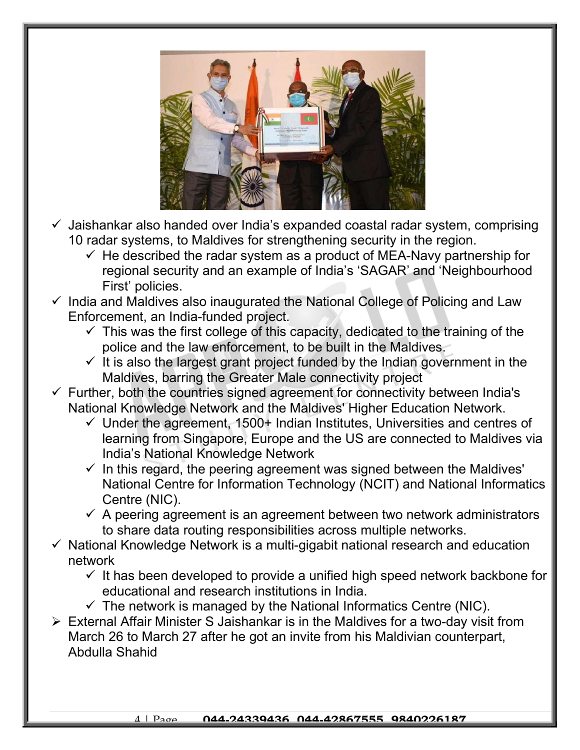- ✓ Jaishankar also handed over India's expanded coastal radar system, comprising 10 radar systems, to Maldives for strengthening security in the region.
  - ✓ He described the radar system as a product of MEA-Navy partnership for regional security and an example of India's 'SAGAR' and 'Neighbourhood First' policies.
- ✓ India and Maldives also inaugurated the National College of Policing and Law Enforcement, an India-funded project.
  - ✓ This was the first college of this capacity, dedicated to the training of the police and the law enforcement, to be built in the Maldives.
  - ✓ It is also the largest grant project funded by the Indian government in the Maldives, barring the Greater Male connectivity project
- ✓ Further, both the countries signed agreement for connectivity between India's National Knowledge Network and the Maldives' Higher Education Network.
  - ✓ Under the agreement, 1500+ Indian Institutes, Universities and centres of learning from Singapore, Europe and the US are connected to Maldives via India's National Knowledge Network
  - ✓ In this regard, the peering agreement was signed between the Maldives' National Centre for Information Technology (NCIT) and National Informatics Centre (NIC).
  - ✓ A peering agreement is an agreement between two network administrators to share data routing responsibilities across multiple networks.
- ✓ National Knowledge Network is a multi-gigabit national research and education network
  - ✓ It has been developed to provide a unified high speed network backbone for educational and research institutions in India.
  - ✓ The network is managed by the National Informatics Centre (NIC).
- ➢ External Affair Minister S Jaishankar is in the Maldives for a two-day visit from March 26 to March 27 after he got an invite from his Maldivian counterpart, Abdulla Shahid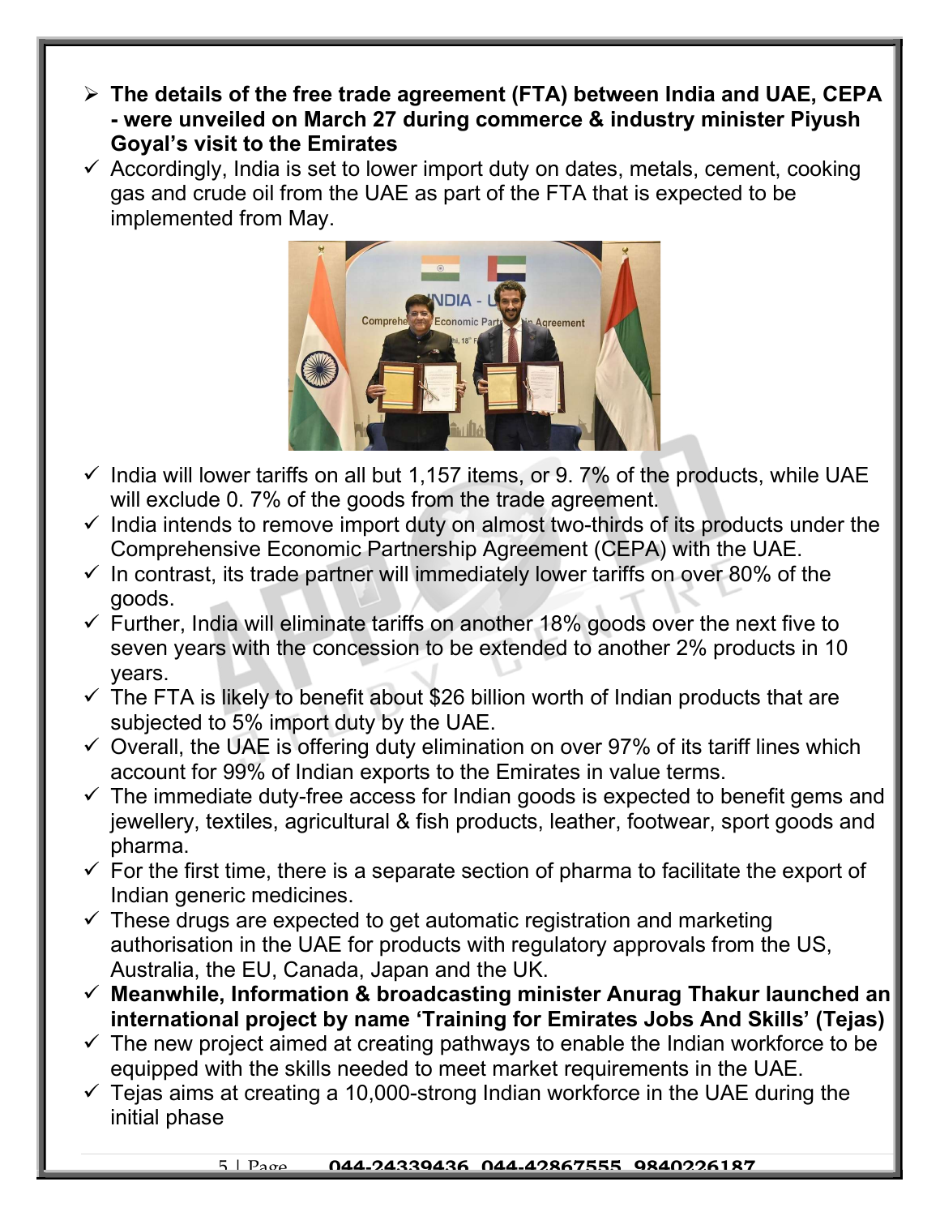- **The details of the free trade agreement (FTA) between India and UAE, CEPA - were unveiled on March 27 during commerce & industry minister Piyush Goyal's visit to the Emirates**
- ✓ Accordingly, India is set to lower import duty on dates, metals, cement, cooking gas and crude oil from the UAE as part of the FTA that is expected to be implemented from May.
- ✓ India will lower tariffs on all but 1,157 items, or 9. 7% of the products, while UAE will exclude 0. 7% of the goods from the trade agreement.
- ✓ India intends to remove import duty on almost two-thirds of its products under the Comprehensive Economic Partnership Agreement (CEPA) with the UAE.
- ✓ In contrast, its trade partner will immediately lower tariffs on over 80% of the goods.
- ✓ Further, India will eliminate tariffs on another 18% goods over the next five to seven years with the concession to be extended to another 2% products in 10 years.
- ✓ The FTA is likely to benefit about $26 billion worth of Indian products that are subjected to 5% import duty by the UAE.
- ✓ Overall, the UAE is offering duty elimination on over 97% of its tariff lines which account for 99% of Indian exports to the Emirates in value terms.
- ✓ The immediate duty-free access for Indian goods is expected to benefit gems and jewellery, textiles, agricultural & fish products, leather, footwear, sport goods and pharma.
- ✓ For the first time, there is a separate section of pharma to facilitate the export of Indian generic medicines.
- ✓ These drugs are expected to get automatic registration and marketing authorisation in the UAE for products with regulatory approvals from the US, Australia, the EU, Canada, Japan and the UK.
- ✓ **Meanwhile, Information & broadcasting minister Anurag Thakur launched an international project by name 'Training for Emirates Jobs And Skills' (Tejas)**
- ✓ The new project aimed at creating pathways to enable the Indian workforce to be equipped with the skills needed to meet market requirements in the UAE.
- ✓ Tejas aims at creating a 10,000-strong Indian workforce in the UAE during the initial phase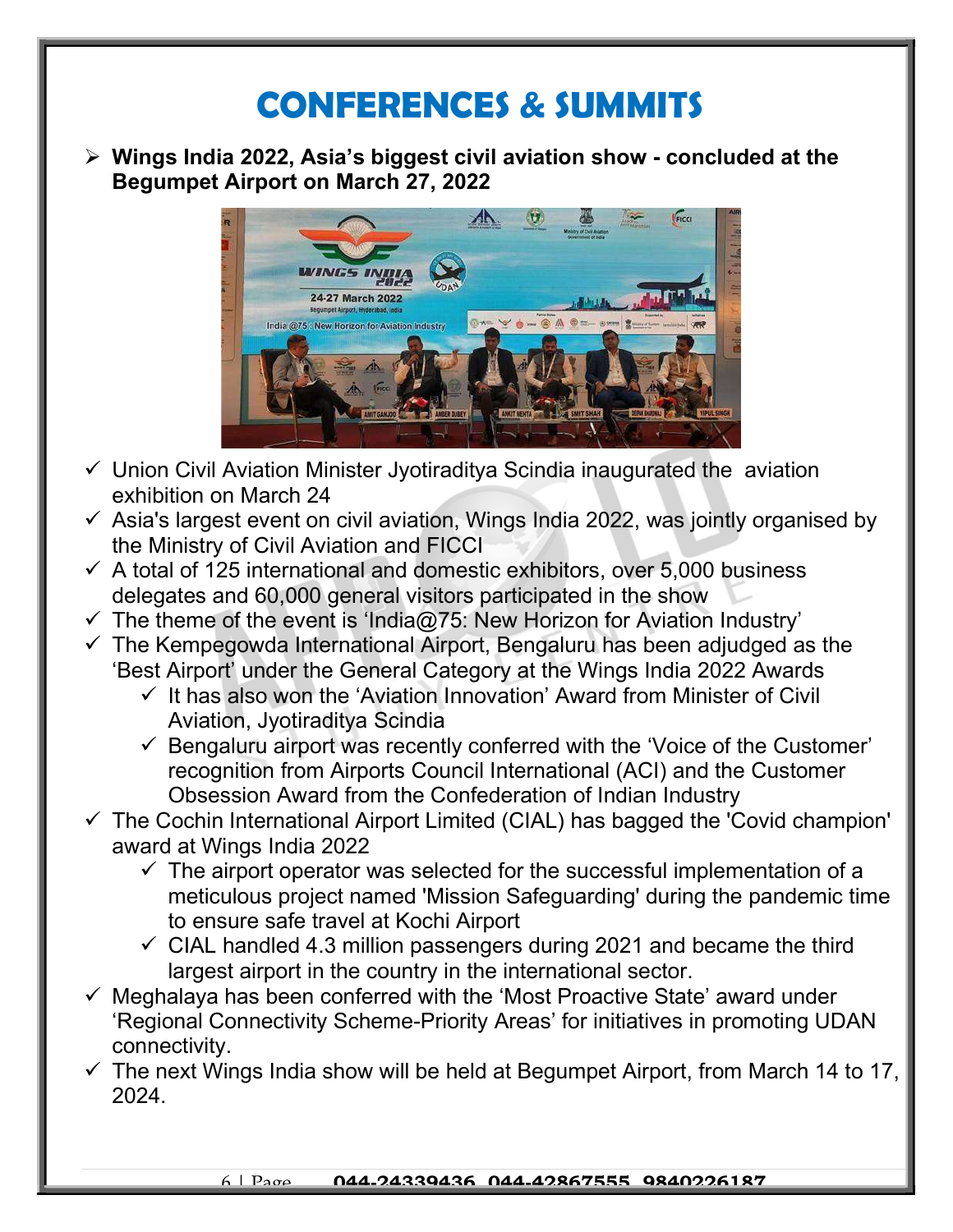# CONFERENCES & SUMMITS

- **Wings India 2022, Asia's biggest civil aviation show - concluded at the Begumpet Airport on March 27, 2022**

✓ Union Civil Aviation Minister Jyotiraditya Scindia inaugurated the aviation exhibition on March 24

✓ Asia's largest event on civil aviation, Wings India 2022, was jointly organised by the Ministry of Civil Aviation and FICCI

✓ A total of 125 international and domestic exhibitors, over 5,000 business delegates and 60,000 general visitors participated in the show

✓ The theme of the event is 'India@75: New Horizon for Aviation Industry'

✓ The Kempegowda International Airport, Bengaluru has been adjudged as the 'Best Airport' under the General Category at the Wings India 2022 Awards

  ✓ It has also won the 'Aviation Innovation' Award from Minister of Civil Aviation, Jyotiraditya Scindia

  ✓ Bengaluru airport was recently conferred with the 'Voice of the Customer' recognition from Airports Council International (ACI) and the Customer Obsession Award from the Confederation of Indian Industry

✓ The Cochin International Airport Limited (CIAL) has bagged the 'Covid champion' award at Wings India 2022

  ✓ The airport operator was selected for the successful implementation of a meticulous project named 'Mission Safeguarding' during the pandemic time to ensure safe travel at Kochi Airport

  ✓ CIAL handled 4.3 million passengers during 2021 and became the third largest airport in the country in the international sector.

✓ Meghalaya has been conferred with the 'Most Proactive State' award under 'Regional Connectivity Scheme-Priority Areas' for initiatives in promoting UDAN connectivity.

✓ The next Wings India show will be held at Begumpet Airport, from March 14 to 17, 2024.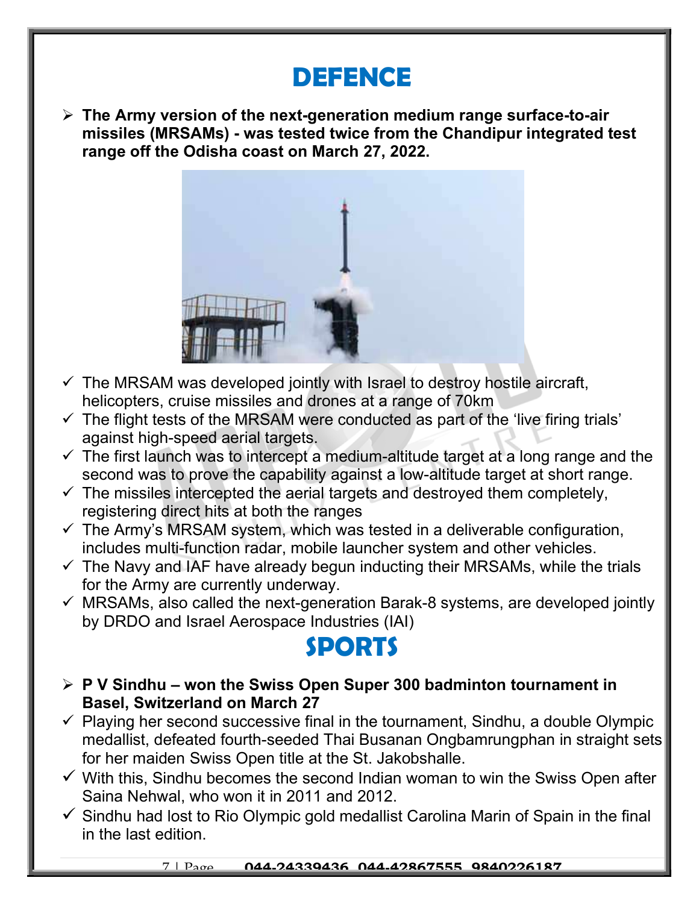# DEFENCE

- **The Army version of the next-generation medium range surface-to-air missiles (MRSAMs) - was tested twice from the Chandipur integrated test range off the Odisha coast on March 27, 2022.**

- ✓ The MRSAM was developed jointly with Israel to destroy hostile aircraft, helicopters, cruise missiles and drones at a range of 70km
- ✓ The flight tests of the MRSAM were conducted as part of the 'live firing trials' against high-speed aerial targets.
- ✓ The first launch was to intercept a medium-altitude target at a long range and the second was to prove the capability against a low-altitude target at short range.
- ✓ The missiles intercepted the aerial targets and destroyed them completely, registering direct hits at both the ranges
- ✓ The Army's MRSAM system, which was tested in a deliverable configuration, includes multi-function radar, mobile launcher system and other vehicles.
- ✓ The Navy and IAF have already begun inducting their MRSAMs, while the trials for the Army are currently underway.
- ✓ MRSAMs, also called the next-generation Barak-8 systems, are developed jointly by DRDO and Israel Aerospace Industries (IAI)

# SPORTS

- **P V Sindhu – won the Swiss Open Super 300 badminton tournament in Basel, Switzerland on March 27**

- ✓ Playing her second successive final in the tournament, Sindhu, a double Olympic medallist, defeated fourth-seeded Thai Busanan Ongbamrungphan in straight sets for her maiden Swiss Open title at the St. Jakobshalle.
- ✓ With this, Sindhu becomes the second Indian woman to win the Swiss Open after Saina Nehwal, who won it in 2011 and 2012.
- ✓ Sindhu had lost to Rio Olympic gold medallist Carolina Marin of Spain in the final in the last edition.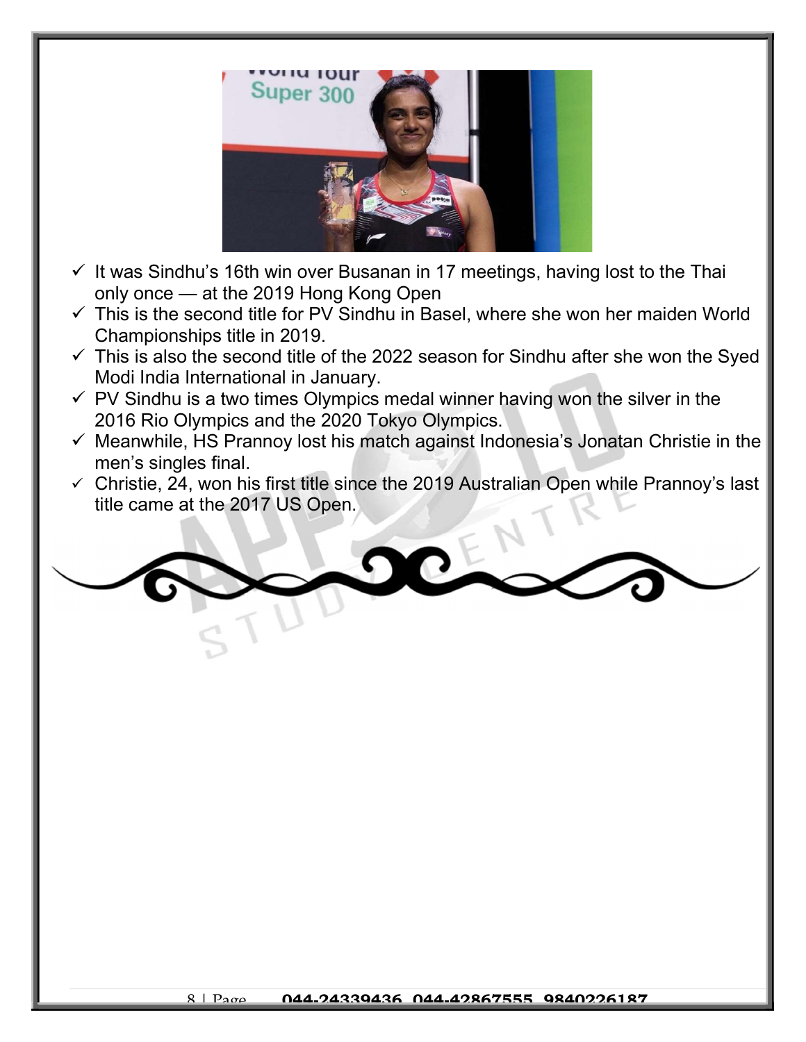- It was Sindhu's 16th win over Busanan in 17 meetings, having lost to the Thai only once — at the 2019 Hong Kong Open
- This is the second title for PV Sindhu in Basel, where she won her maiden World Championships title in 2019.
- This is also the second title of the 2022 season for Sindhu after she won the Syed Modi India International in January.
- PV Sindhu is a two times Olympics medal winner having won the silver in the 2016 Rio Olympics and the 2020 Tokyo Olympics.
- Meanwhile, HS Prannoy lost his match against Indonesia's Jonatan Christie in the men's singles final.
- Christie, 24, won his first title since the 2019 Australian Open while Prannoy's last title came at the 2017 US Open.